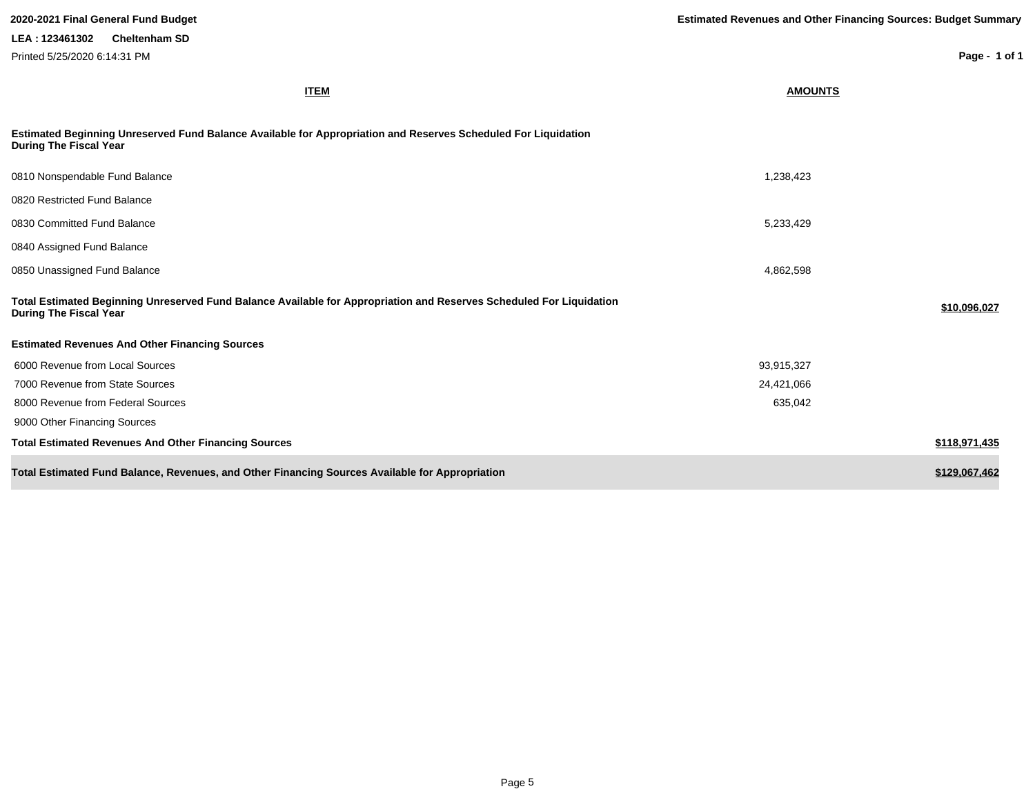**2020-2021 Final General Fund Budget**

**LEA : 123461302 Cheltenham SD**

Printed 5/25/2020 6:14:31 PM

**Estimated Revenues and Other Financing Sources: Budget Summary**

| ITEM | AMOUNTS | |
|---|---|---|
| **Estimated Beginning Unreserved Fund Balance Available for Appropriation and Reserves Scheduled For Liquidation During The Fiscal Year** | | |
| 0810 Nonspendable Fund Balance | 1,238,423 | |
| 0820 Restricted Fund Balance | | |
| 0830 Committed Fund Balance | 5,233,429 | |
| 0840 Assigned Fund Balance | | |
| 0850 Unassigned Fund Balance | 4,862,598 | |
| **Total Estimated Beginning Unreserved Fund Balance Available for Appropriation and Reserves Scheduled For Liquidation During The Fiscal Year** | | **$10,096,027** |
| **Estimated Revenues And Other Financing Sources** | | |
| 6000 Revenue from Local Sources | 93,915,327 | |
| 7000 Revenue from State Sources | 24,421,066 | |
| 8000 Revenue from Federal Sources | 635,042 | |
| 9000 Other Financing Sources | | |
| **Total Estimated Revenues And Other Financing Sources** | | **$118,971,435** |
| **Total Estimated Fund Balance, Revenues, and Other Financing Sources Available for Appropriation** | | **$129,067,462** |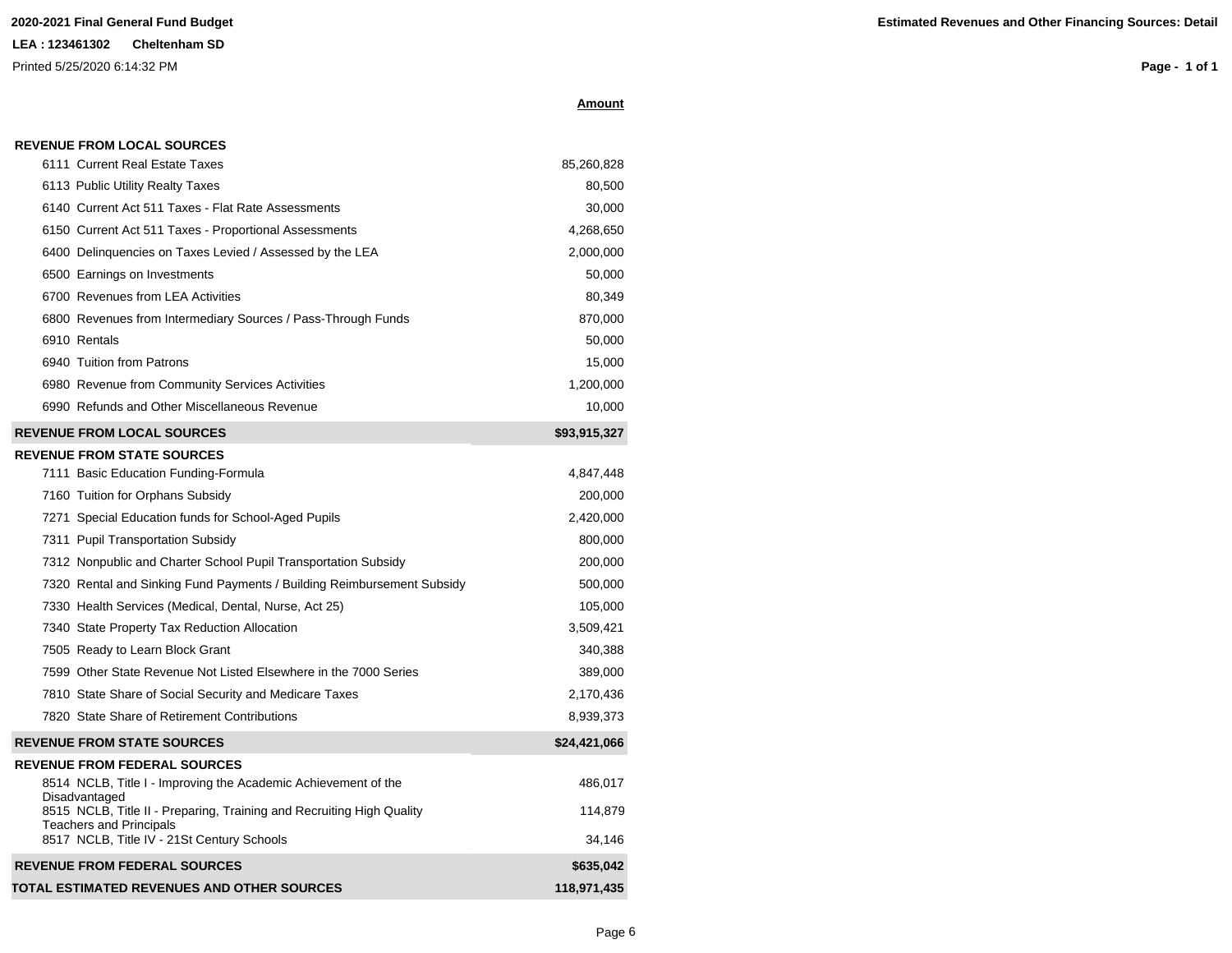**2020-2021 Final General Fund Budget**

**LEA : 123461302 Cheltenham SD**

Printed 5/25/2020 6:14:32 PM

**Estimated Revenues and Other Financing Sources: Detail**

| | **Amount** |
|---|---:|
| **REVENUE FROM LOCAL SOURCES** | |
| 6111 Current Real Estate Taxes | 85,260,828 |
| 6113 Public Utility Realty Taxes | 80,500 |
| 6140 Current Act 511 Taxes - Flat Rate Assessments | 30,000 |
| 6150 Current Act 511 Taxes - Proportional Assessments | 4,268,650 |
| 6400 Delinquencies on Taxes Levied / Assessed by the LEA | 2,000,000 |
| 6500 Earnings on Investments | 50,000 |
| 6700 Revenues from LEA Activities | 80,349 |
| 6800 Revenues from Intermediary Sources / Pass-Through Funds | 870,000 |
| 6910 Rentals | 50,000 |
| 6940 Tuition from Patrons | 15,000 |
| 6980 Revenue from Community Services Activities | 1,200,000 |
| 6990 Refunds and Other Miscellaneous Revenue | 10,000 |
| **REVENUE FROM LOCAL SOURCES** | **$93,915,327** |
| **REVENUE FROM STATE SOURCES** | |
| 7111 Basic Education Funding-Formula | 4,847,448 |
| 7160 Tuition for Orphans Subsidy | 200,000 |
| 7271 Special Education funds for School-Aged Pupils | 2,420,000 |
| 7311 Pupil Transportation Subsidy | 800,000 |
| 7312 Nonpublic and Charter School Pupil Transportation Subsidy | 200,000 |
| 7320 Rental and Sinking Fund Payments / Building Reimbursement Subsidy | 500,000 |
| 7330 Health Services (Medical, Dental, Nurse, Act 25) | 105,000 |
| 7340 State Property Tax Reduction Allocation | 3,509,421 |
| 7505 Ready to Learn Block Grant | 340,388 |
| 7599 Other State Revenue Not Listed Elsewhere in the 7000 Series | 389,000 |
| 7810 State Share of Social Security and Medicare Taxes | 2,170,436 |
| 7820 State Share of Retirement Contributions | 8,939,373 |
| **REVENUE FROM STATE SOURCES** | **$24,421,066** |
| **REVENUE FROM FEDERAL SOURCES** | |
| 8514 NCLB, Title I - Improving the Academic Achievement of the Disadvantaged | 486,017 |
| 8515 NCLB, Title II - Preparing, Training and Recruiting High Quality Teachers and Principals | 114,879 |
| 8517 NCLB, Title IV - 21St Century Schools | 34,146 |
| **REVENUE FROM FEDERAL SOURCES** | **$635,042** |
| **TOTAL ESTIMATED REVENUES AND OTHER SOURCES** | **118,971,435** |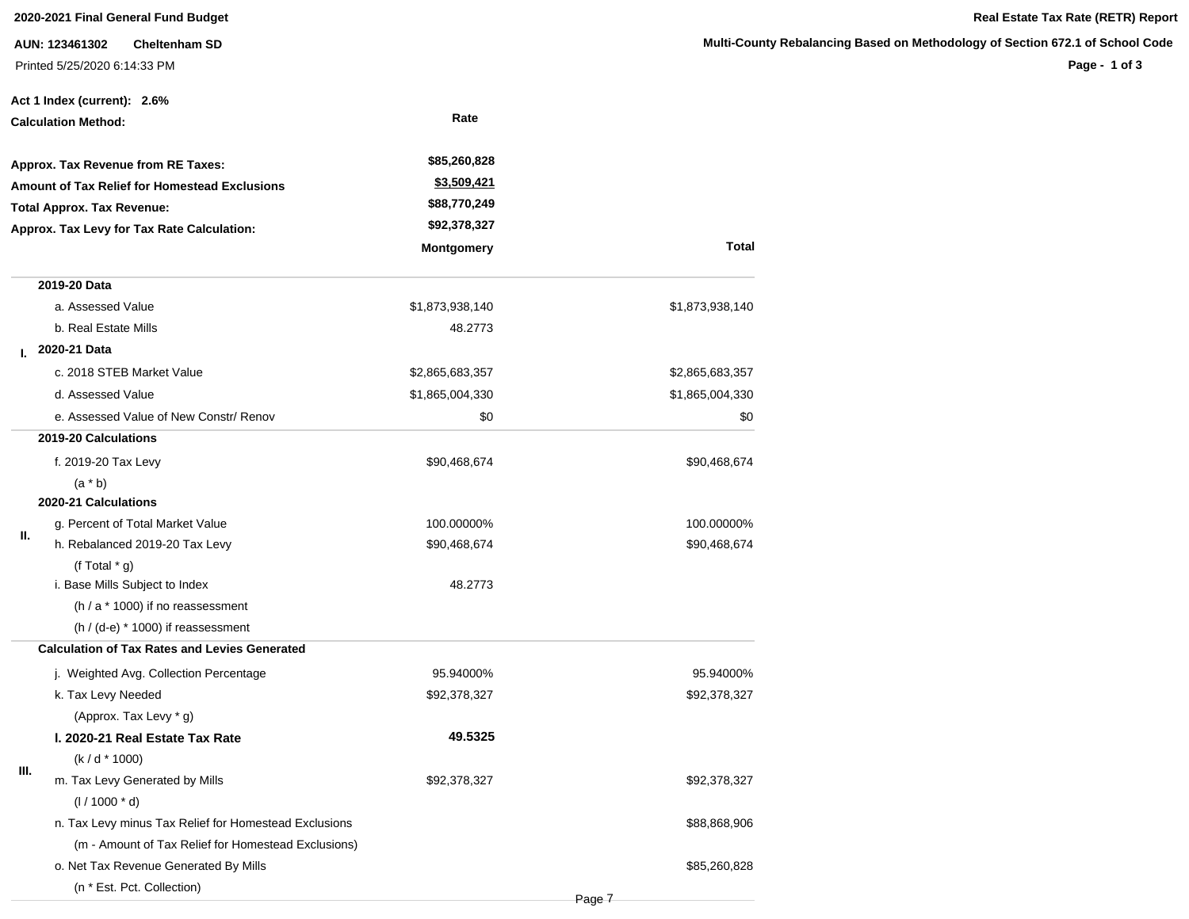**2020-2021 Final General Fund Budget**

**Real Estate Tax Rate (RETR) Report**

**AUN: 123461302 Cheltenham SD**

**Multi-County Rebalancing Based on Methodology of Section 672.1 of School Code**

Printed 5/25/2020 6:14:33 PM

**Act 1 Index (current): 2.6%**

| | | Rate | |
|---|---|---|---|
| **Calculation Method:** | | | |
| **Approx. Tax Revenue from RE Taxes:** | | $85,260,828 | |
| **Amount of Tax Relief for Homestead Exclusions** | | $3,509,421 | |
| **Total Approx. Tax Revenue:** | | $88,770,249 | |
| **Approx. Tax Levy for Tax Rate Calculation:** | | $92,378,327 | |
| | | **Montgomery** | **Total** |
| **I.** | **2019-20 Data** | | |
| | a. Assessed Value | $1,873,938,140 | $1,873,938,140 |
| | b. Real Estate Mills | 48.2773 | |
| | **2020-21 Data** | | |
| | c. 2018 STEB Market Value | $2,865,683,357 | $2,865,683,357 |
| | d. Assessed Value | $1,865,004,330 | $1,865,004,330 |
| | e. Assessed Value of New Constr/ Renov | $0 | $0 |
| **II.** | **2019-20 Calculations** | | |
| | f. 2019-20 Tax Levy (a * b) | $90,468,674 | $90,468,674 |
| | **2020-21 Calculations** | | |
| | g. Percent of Total Market Value | 100.00000% | 100.00000% |
| | h. Rebalanced 2019-20 Tax Levy (f Total * g) | $90,468,674 | $90,468,674 |
| | i. Base Mills Subject to Index (h / a * 1000) if no reassessment (h / (d-e) * 1000) if reassessment | 48.2773 | |
| **III.** | **Calculation of Tax Rates and Levies Generated** | | |
| | j. Weighted Avg. Collection Percentage | 95.94000% | 95.94000% |
| | k. Tax Levy Needed (Approx. Tax Levy * g) | $92,378,327 | $92,378,327 |
| | **l. 2020-21 Real Estate Tax Rate** (k / d * 1000) | **49.5325** | |
| | m. Tax Levy Generated by Mills (l / 1000 * d) | $92,378,327 | $92,378,327 |
| | n. Tax Levy minus Tax Relief for Homestead Exclusions (m - Amount of Tax Relief for Homestead Exclusions) | | $88,868,906 |
| | o. Net Tax Revenue Generated By Mills (n * Est. Pct. Collection) | | $85,260,828 |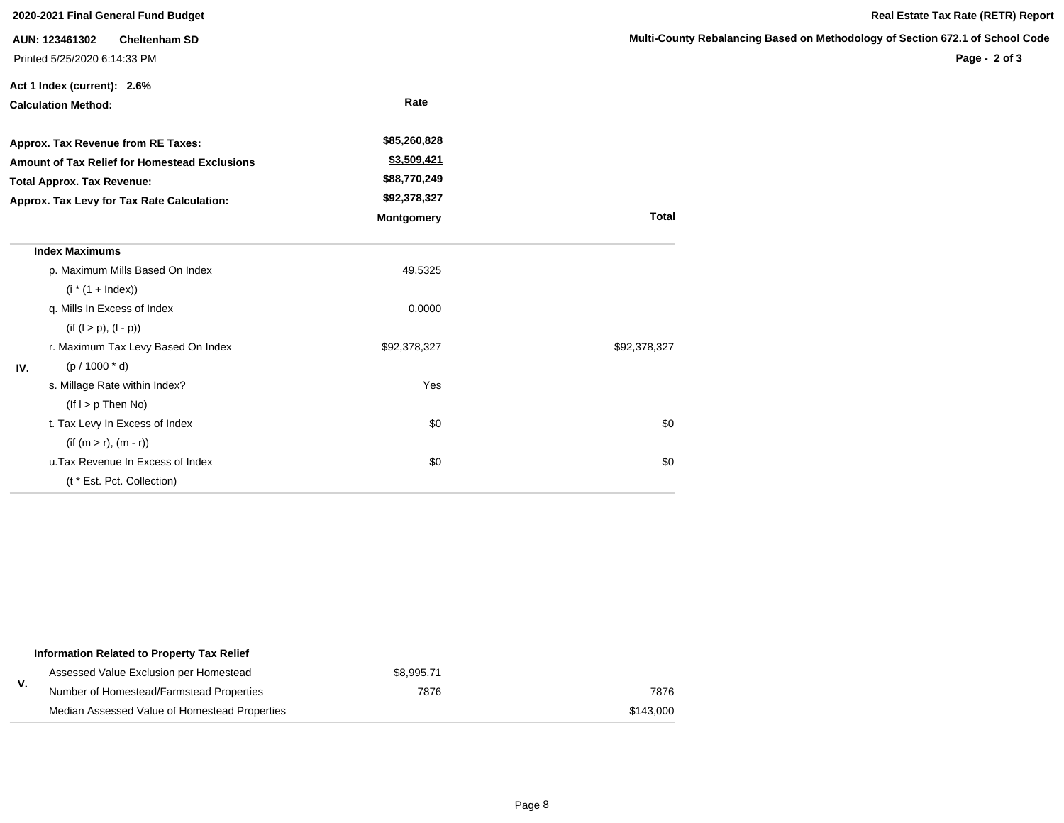**2020-2021 Final General Fund Budget**

**Real Estate Tax Rate (RETR) Report**

**AUN: 123461302 Cheltenham SD**

**Multi-County Rebalancing Based on Methodology of Section 672.1 of School Code**

Printed 5/25/2020 6:14:33 PM

**Act 1 Index (current): 2.6%**

**Calculation Method:** Rate

| | |
|---|---|
| **Approx. Tax Revenue from RE Taxes:** | **$85,260,828** |
| **Amount of Tax Relief for Homestead Exclusions** | **$3,509,421** |
| **Total Approx. Tax Revenue:** | **$88,770,249** |
| **Approx. Tax Levy for Tax Rate Calculation:** | **$92,378,327** |

| | | **Montgomery** | **Total** |
|---|---|---|---|
| IV. | **Index Maximums** | | |
| | p. Maximum Mills Based On Index | 49.5325 | |
| | (i * (1 + Index)) | | |
| | q. Mills In Excess of Index | 0.0000 | |
| | (if (l > p), (l - p)) | | |
| | r. Maximum Tax Levy Based On Index | $92,378,327 | $92,378,327 |
| | (p / 1000 * d) | | |
| | s. Millage Rate within Index? | Yes | |
| | (If l > p Then No) | | |
| | t. Tax Levy In Excess of Index | $0 | $0 |
| | (if (m > r), (m - r)) | | |
| | u.Tax Revenue In Excess of Index | $0 | $0 |
| | (t * Est. Pct. Collection) | | |

| | | | |
|---|---|---|---|
| V. | **Information Related to Property Tax Relief** | | |
| | Assessed Value Exclusion per Homestead | $8,995.71 | |
| | Number of Homestead/Farmstead Properties | 7876 | 7876 |
| | Median Assessed Value of Homestead Properties | | $143,000 |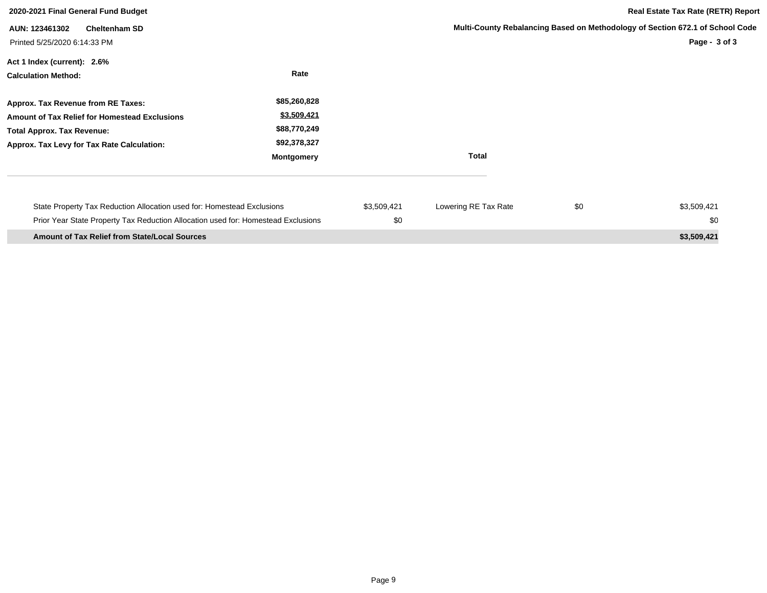**2020-2021 Final General Fund Budget**

**AUN: 123461302 Cheltenham SD**

Printed 5/25/2020 6:14:33 PM

**Real Estate Tax Rate (RETR) Report**

**Multi-County Rebalancing Based on Methodology of Section 672.1 of School Code**

**Act 1 Index (current): 2.6%**

| **Calculation Method:** | **Rate** |
|---|---|
| **Approx. Tax Revenue from RE Taxes:** | **$85,260,828** |
| **Amount of Tax Relief for Homestead Exclusions** | **$3,509,421** |
| **Total Approx. Tax Revenue:** | **$88,770,249** |
| **Approx. Tax Levy for Tax Rate Calculation:** | **$92,378,327** |
| | **Montgomery** |

**Total**

| | | | | |
|---|---|---|---|---|
| State Property Tax Reduction Allocation used for: Homestead Exclusions | $3,509,421 | Lowering RE Tax Rate | $0 | $3,509,421 |
| Prior Year State Property Tax Reduction Allocation used for: Homestead Exclusions | $0 | | | $0 |
| **Amount of Tax Relief from State/Local Sources** | | | | **$3,509,421** |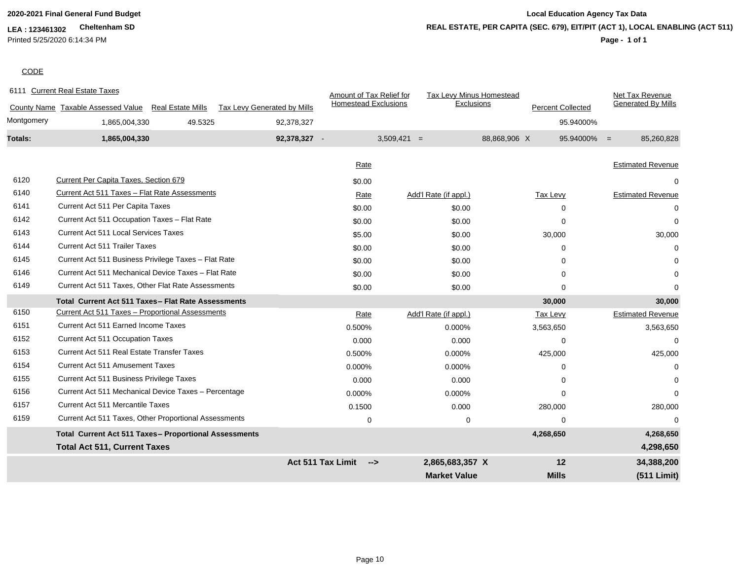**2020-2021 Final General Fund Budget**

**LEA : 123461302** **Cheltenham SD**

Printed 5/25/2020 6:14:34 PM

**Local Education Agency Tax Data**

**REAL ESTATE, PER CAPITA (SEC. 679), EIT/PIT (ACT 1), LOCAL ENABLING (ACT 511)**

CODE

6111 Current Real Estate Taxes

| County Name | Taxable Assessed Value | Real Estate Mills | Tax Levy Generated by Mills | | Amount of Tax Relief for Homestead Exclusions | | Tax Levy Minus Homestead Exclusions | | Percent Collected | | Net Tax Revenue Generated By Mills |
|---|---|---|---|---|---|---|---|---|---|---|---|
| Montgomery | 1,865,004,330 | 49.5325 | 92,378,327 | | | | | | 95.94000% | | |
| **Totals:** | **1,865,004,330** | | **92,378,327** | - | 3,509,421 | = | 88,868,906 | X | 95.94000% | = | 85,260,828 |

| Code | Description | Rate | Add'l Rate (if appl.) | Tax Levy | Estimated Revenue |
|---|---|---|---|---|---|
| 6120 | Current Per Capita Taxes, Section 679 | $0.00 | | | 0 |
| 6140 | Current Act 511 Taxes – Flat Rate Assessments | Rate | Add'l Rate (if appl.) | Tax Levy | Estimated Revenue |
| 6141 | Current Act 511 Per Capita Taxes | $0.00 | $0.00 | 0 | 0 |
| 6142 | Current Act 511 Occupation Taxes – Flat Rate | $0.00 | $0.00 | 0 | 0 |
| 6143 | Current Act 511 Local Services Taxes | $5.00 | $0.00 | 30,000 | 30,000 |
| 6144 | Current Act 511 Trailer Taxes | $0.00 | $0.00 | 0 | 0 |
| 6145 | Current Act 511 Business Privilege Taxes – Flat Rate | $0.00 | $0.00 | 0 | 0 |
| 6146 | Current Act 511 Mechanical Device Taxes – Flat Rate | $0.00 | $0.00 | 0 | 0 |
| 6149 | Current Act 511 Taxes, Other Flat Rate Assessments | $0.00 | $0.00 | 0 | 0 |
| | **Total Current Act 511 Taxes– Flat Rate Assessments** | | | **30,000** | **30,000** |
| 6150 | Current Act 511 Taxes – Proportional Assessments | Rate | Add'l Rate (if appl.) | Tax Levy | Estimated Revenue |
| 6151 | Current Act 511 Earned Income Taxes | 0.500% | 0.000% | 3,563,650 | 3,563,650 |
| 6152 | Current Act 511 Occupation Taxes | 0.000 | 0.000 | 0 | 0 |
| 6153 | Current Act 511 Real Estate Transfer Taxes | 0.500% | 0.000% | 425,000 | 425,000 |
| 6154 | Current Act 511 Amusement Taxes | 0.000% | 0.000% | 0 | 0 |
| 6155 | Current Act 511 Business Privilege Taxes | 0.000 | 0.000 | 0 | 0 |
| 6156 | Current Act 511 Mechanical Device Taxes – Percentage | 0.000% | 0.000% | 0 | 0 |
| 6157 | Current Act 511 Mercantile Taxes | 0.1500 | 0.000 | 280,000 | 280,000 |
| 6159 | Current Act 511 Taxes, Other Proportional Assessments | 0 | 0 | 0 | 0 |
| | **Total Current Act 511 Taxes– Proportional Assessments** | | | **4,268,650** | **4,268,650** |
| | **Total Act 511, Current Taxes** | | | | **4,298,650** |
| | | **Act 511 Tax Limit -->** | **2,865,683,357 X** | **12** | **34,388,200** |
| | | | **Market Value** | **Mills** | **(511 Limit)** |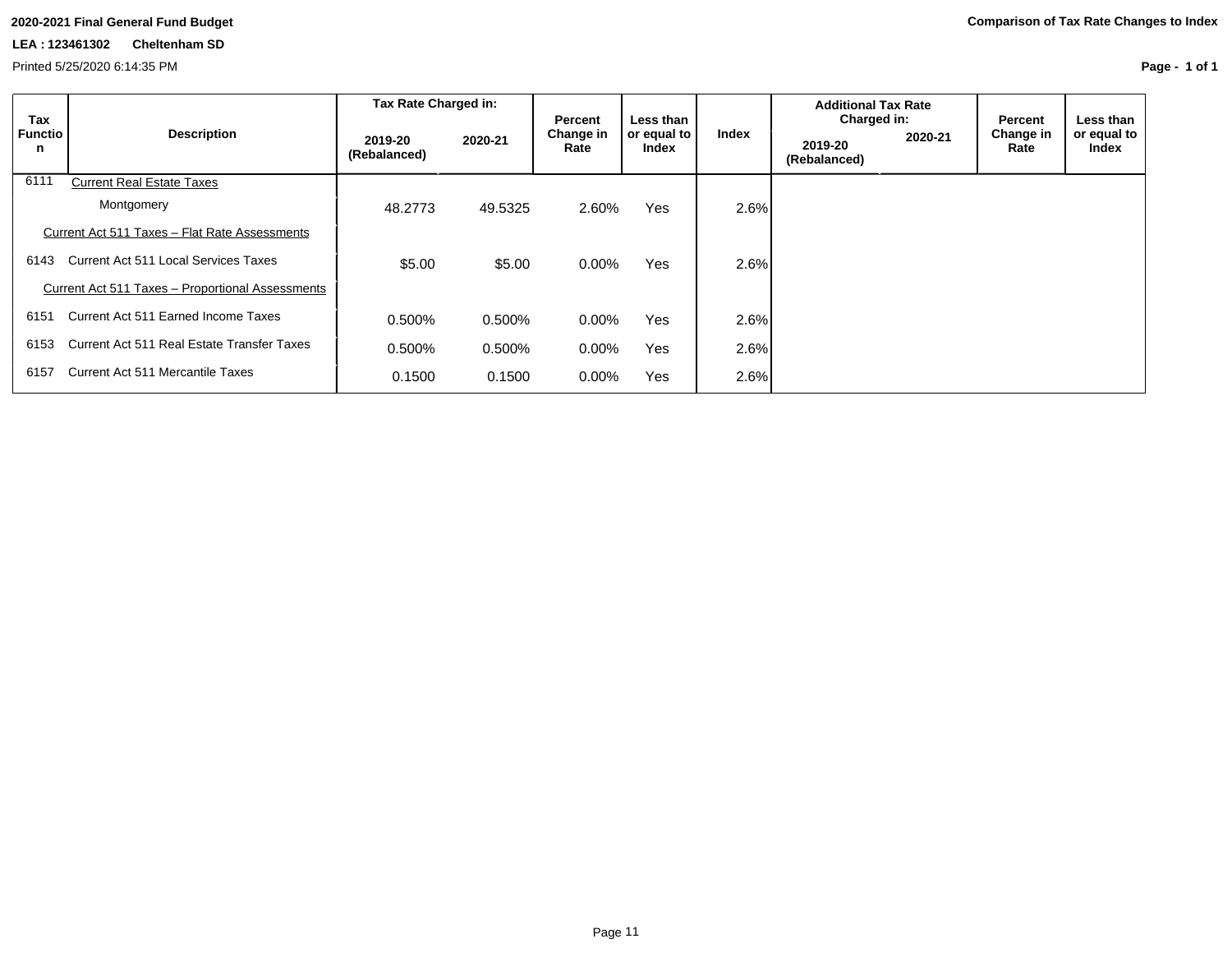**2020-2021 Final General Fund Budget**

**LEA : 123461302 Cheltenham SD**

Printed 5/25/2020 6:14:35 PM

**Comparison of Tax Rate Changes to Index**

| Tax Function | Description | Tax Rate Charged in: 2019-20 (Rebalanced) | Tax Rate Charged in: 2020-21 | Percent Change in Rate | Less than or equal to Index | Index | Additional Tax Rate Charged in: 2019-20 (Rebalanced) | Additional Tax Rate Charged in: 2020-21 | Percent Change in Rate | Less than or equal to Index |
|---|---|---|---|---|---|---|---|---|---|---|
| 6111 | Current Real Estate Taxes | | | | | | | | | |
| | Montgomery | 48.2773 | 49.5325 | 2.60% | Yes | 2.6% | | | | |
| | Current Act 511 Taxes – Flat Rate Assessments | | | | | | | | | |
| 6143 | Current Act 511 Local Services Taxes | $5.00 | $5.00 | 0.00% | Yes | 2.6% | | | | |
| | Current Act 511 Taxes – Proportional Assessments | | | | | | | | | |
| 6151 | Current Act 511 Earned Income Taxes | 0.500% | 0.500% | 0.00% | Yes | 2.6% | | | | |
| 6153 | Current Act 511 Real Estate Transfer Taxes | 0.500% | 0.500% | 0.00% | Yes | 2.6% | | | | |
| 6157 | Current Act 511 Mercantile Taxes | 0.1500 | 0.1500 | 0.00% | Yes | 2.6% | | | | |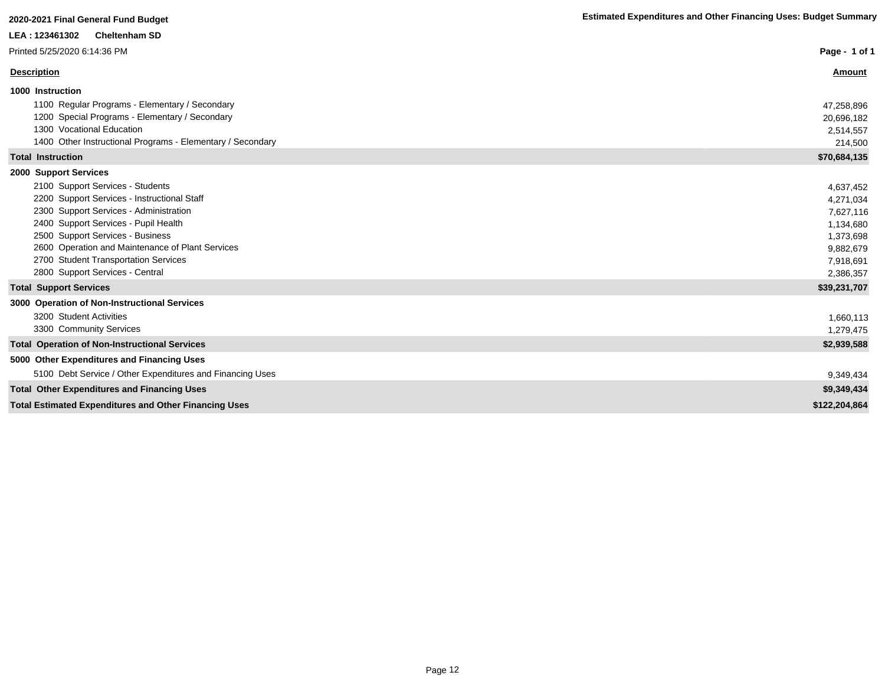**2020-2021 Final General Fund Budget**

**Estimated Expenditures and Other Financing Uses: Budget Summary**

**LEA : 123461302 Cheltenham SD**

Printed 5/25/2020 6:14:36 PM

| Description | Amount |
|---|---|
| **1000 Instruction** | |
| 1100 Regular Programs - Elementary / Secondary | 47,258,896 |
| 1200 Special Programs - Elementary / Secondary | 20,696,182 |
| 1300 Vocational Education | 2,514,557 |
| 1400 Other Instructional Programs - Elementary / Secondary | 214,500 |
| **Total Instruction** | **$70,684,135** |
| **2000 Support Services** | |
| 2100 Support Services - Students | 4,637,452 |
| 2200 Support Services - Instructional Staff | 4,271,034 |
| 2300 Support Services - Administration | 7,627,116 |
| 2400 Support Services - Pupil Health | 1,134,680 |
| 2500 Support Services - Business | 1,373,698 |
| 2600 Operation and Maintenance of Plant Services | 9,882,679 |
| 2700 Student Transportation Services | 7,918,691 |
| 2800 Support Services - Central | 2,386,357 |
| **Total Support Services** | **$39,231,707** |
| **3000 Operation of Non-Instructional Services** | |
| 3200 Student Activities | 1,660,113 |
| 3300 Community Services | 1,279,475 |
| **Total Operation of Non-Instructional Services** | **$2,939,588** |
| **5000 Other Expenditures and Financing Uses** | |
| 5100 Debt Service / Other Expenditures and Financing Uses | 9,349,434 |
| **Total Other Expenditures and Financing Uses** | **$9,349,434** |
| **Total Estimated Expenditures and Other Financing Uses** | **$122,204,864** |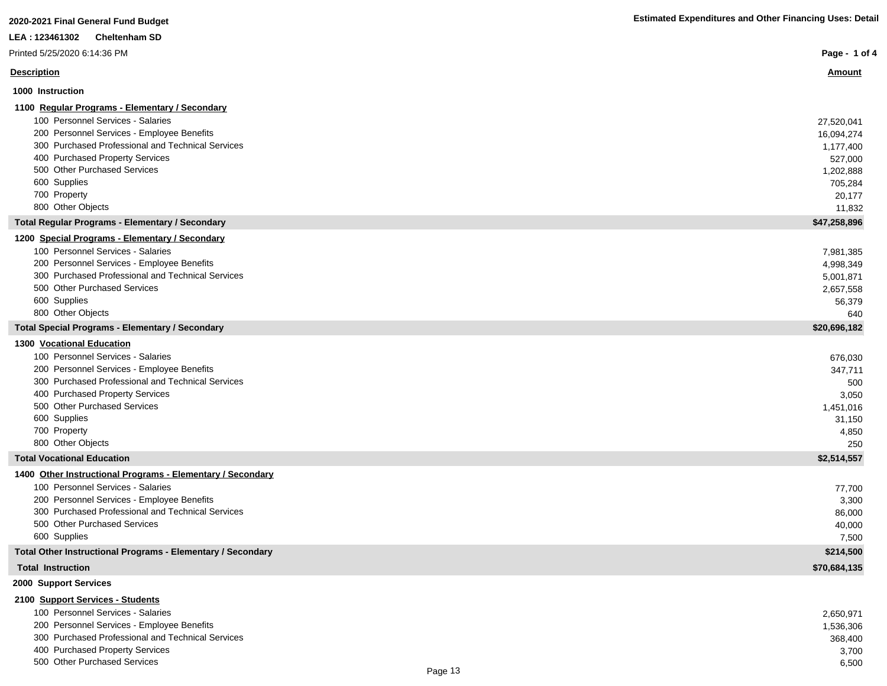**2020-2021 Final General Fund Budget**

**Estimated Expenditures and Other Financing Uses: Detail**

**LEA : 123461302 Cheltenham SD**

Printed 5/25/2020 6:14:36 PM

| Description | Amount |
|---|---|
| **1000 Instruction** | |
| **1100 Regular Programs - Elementary / Secondary** | |
| 100 Personnel Services - Salaries | 27,520,041 |
| 200 Personnel Services - Employee Benefits | 16,094,274 |
| 300 Purchased Professional and Technical Services | 1,177,400 |
| 400 Purchased Property Services | 527,000 |
| 500 Other Purchased Services | 1,202,888 |
| 600 Supplies | 705,284 |
| 700 Property | 20,177 |
| 800 Other Objects | 11,832 |
| **Total Regular Programs - Elementary / Secondary** | **$47,258,896** |
| **1200 Special Programs - Elementary / Secondary** | |
| 100 Personnel Services - Salaries | 7,981,385 |
| 200 Personnel Services - Employee Benefits | 4,998,349 |
| 300 Purchased Professional and Technical Services | 5,001,871 |
| 500 Other Purchased Services | 2,657,558 |
| 600 Supplies | 56,379 |
| 800 Other Objects | 640 |
| **Total Special Programs - Elementary / Secondary** | **$20,696,182** |
| **1300 Vocational Education** | |
| 100 Personnel Services - Salaries | 676,030 |
| 200 Personnel Services - Employee Benefits | 347,711 |
| 300 Purchased Professional and Technical Services | 500 |
| 400 Purchased Property Services | 3,050 |
| 500 Other Purchased Services | 1,451,016 |
| 600 Supplies | 31,150 |
| 700 Property | 4,850 |
| 800 Other Objects | 250 |
| **Total Vocational Education** | **$2,514,557** |
| **1400 Other Instructional Programs - Elementary / Secondary** | |
| 100 Personnel Services - Salaries | 77,700 |
| 200 Personnel Services - Employee Benefits | 3,300 |
| 300 Purchased Professional and Technical Services | 86,000 |
| 500 Other Purchased Services | 40,000 |
| 600 Supplies | 7,500 |
| **Total Other Instructional Programs - Elementary / Secondary** | **$214,500** |
| **Total Instruction** | **$70,684,135** |
| **2000 Support Services** | |
| **2100 Support Services - Students** | |
| 100 Personnel Services - Salaries | 2,650,971 |
| 200 Personnel Services - Employee Benefits | 1,536,306 |
| 300 Purchased Professional and Technical Services | 368,400 |
| 400 Purchased Property Services | 3,700 |
| 500 Other Purchased Services | 6,500 |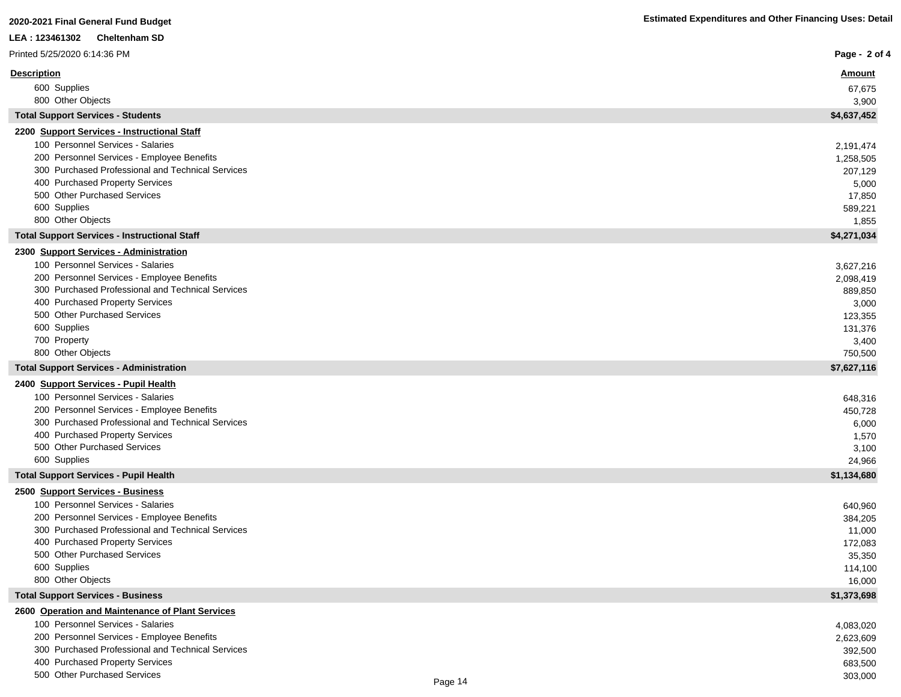2020-2021 Final General Fund Budget

LEA : 123461302 Cheltenham SD

Printed 5/25/2020 6:14:36 PM

**Estimated Expenditures and Other Financing Uses: Detail**

| Description | Amount |
|---|---|
| 600 Supplies | 67,675 |
| 800 Other Objects | 3,900 |
| **Total Support Services - Students** | **$4,637,452** |
| **2200 Support Services - Instructional Staff** | |
| 100 Personnel Services - Salaries | 2,191,474 |
| 200 Personnel Services - Employee Benefits | 1,258,505 |
| 300 Purchased Professional and Technical Services | 207,129 |
| 400 Purchased Property Services | 5,000 |
| 500 Other Purchased Services | 17,850 |
| 600 Supplies | 589,221 |
| 800 Other Objects | 1,855 |
| **Total Support Services - Instructional Staff** | **$4,271,034** |
| **2300 Support Services - Administration** | |
| 100 Personnel Services - Salaries | 3,627,216 |
| 200 Personnel Services - Employee Benefits | 2,098,419 |
| 300 Purchased Professional and Technical Services | 889,850 |
| 400 Purchased Property Services | 3,000 |
| 500 Other Purchased Services | 123,355 |
| 600 Supplies | 131,376 |
| 700 Property | 3,400 |
| 800 Other Objects | 750,500 |
| **Total Support Services - Administration** | **$7,627,116** |
| **2400 Support Services - Pupil Health** | |
| 100 Personnel Services - Salaries | 648,316 |
| 200 Personnel Services - Employee Benefits | 450,728 |
| 300 Purchased Professional and Technical Services | 6,000 |
| 400 Purchased Property Services | 1,570 |
| 500 Other Purchased Services | 3,100 |
| 600 Supplies | 24,966 |
| **Total Support Services - Pupil Health** | **$1,134,680** |
| **2500 Support Services - Business** | |
| 100 Personnel Services - Salaries | 640,960 |
| 200 Personnel Services - Employee Benefits | 384,205 |
| 300 Purchased Professional and Technical Services | 11,000 |
| 400 Purchased Property Services | 172,083 |
| 500 Other Purchased Services | 35,350 |
| 600 Supplies | 114,100 |
| 800 Other Objects | 16,000 |
| **Total Support Services - Business** | **$1,373,698** |
| **2600 Operation and Maintenance of Plant Services** | |
| 100 Personnel Services - Salaries | 4,083,020 |
| 200 Personnel Services - Employee Benefits | 2,623,609 |
| 300 Purchased Professional and Technical Services | 392,500 |
| 400 Purchased Property Services | 683,500 |
| 500 Other Purchased Services | 303,000 |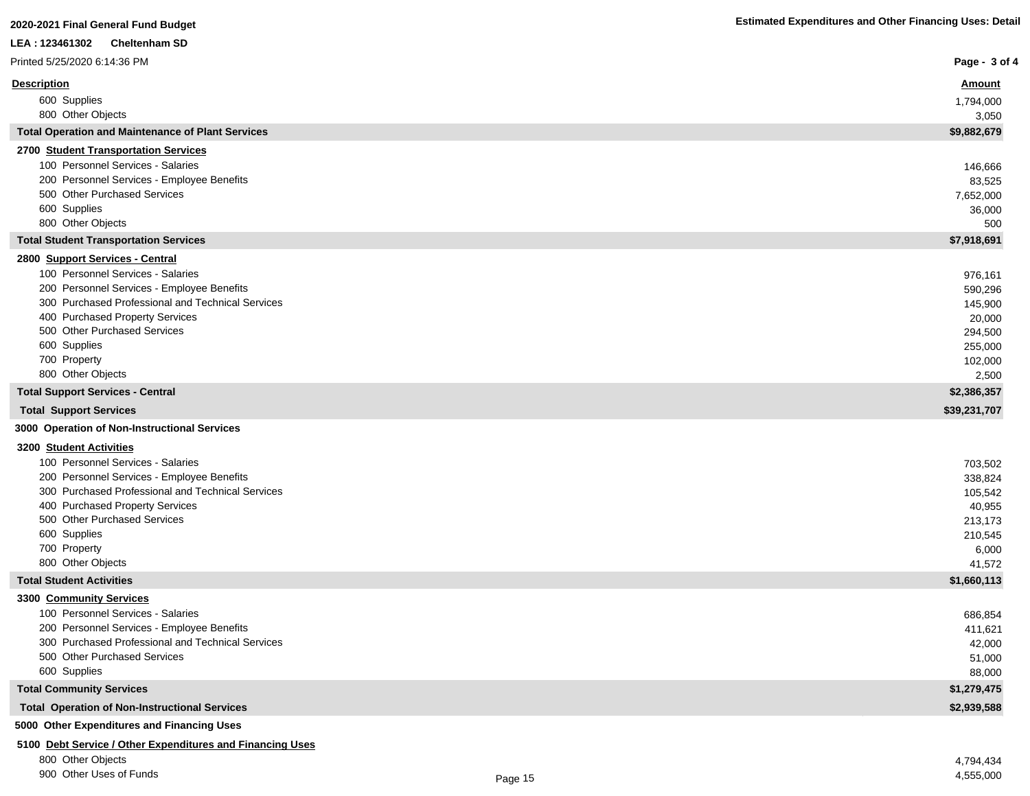| Description | Amount |
| --- | --- |
| 600 Supplies | 1,794,000 |
| 800 Other Objects | 3,050 |
| **Total Operation and Maintenance of Plant Services** | **$9,882,679** |
| **2700 Student Transportation Services** | |
| 100 Personnel Services - Salaries | 146,666 |
| 200 Personnel Services - Employee Benefits | 83,525 |
| 500 Other Purchased Services | 7,652,000 |
| 600 Supplies | 36,000 |
| 800 Other Objects | 500 |
| **Total Student Transportation Services** | **$7,918,691** |
| **2800 Support Services - Central** | |
| 100 Personnel Services - Salaries | 976,161 |
| 200 Personnel Services - Employee Benefits | 590,296 |
| 300 Purchased Professional and Technical Services | 145,900 |
| 400 Purchased Property Services | 20,000 |
| 500 Other Purchased Services | 294,500 |
| 600 Supplies | 255,000 |
| 700 Property | 102,000 |
| 800 Other Objects | 2,500 |
| **Total Support Services - Central** | **$2,386,357** |
| **Total Support Services** | **$39,231,707** |
| **3000 Operation of Non-Instructional Services** | |
| **3200 Student Activities** | |
| 100 Personnel Services - Salaries | 703,502 |
| 200 Personnel Services - Employee Benefits | 338,824 |
| 300 Purchased Professional and Technical Services | 105,542 |
| 400 Purchased Property Services | 40,955 |
| 500 Other Purchased Services | 213,173 |
| 600 Supplies | 210,545 |
| 700 Property | 6,000 |
| 800 Other Objects | 41,572 |
| **Total Student Activities** | **$1,660,113** |
| **3300 Community Services** | |
| 100 Personnel Services - Salaries | 686,854 |
| 200 Personnel Services - Employee Benefits | 411,621 |
| 300 Purchased Professional and Technical Services | 42,000 |
| 500 Other Purchased Services | 51,000 |
| 600 Supplies | 88,000 |
| **Total Community Services** | **$1,279,475** |
| **Total Operation of Non-Instructional Services** | **$2,939,588** |
| **5000 Other Expenditures and Financing Uses** | |
| **5100 Debt Service / Other Expenditures and Financing Uses** | |
| 800 Other Objects | 4,794,434 |
| 900 Other Uses of Funds | 4,555,000 |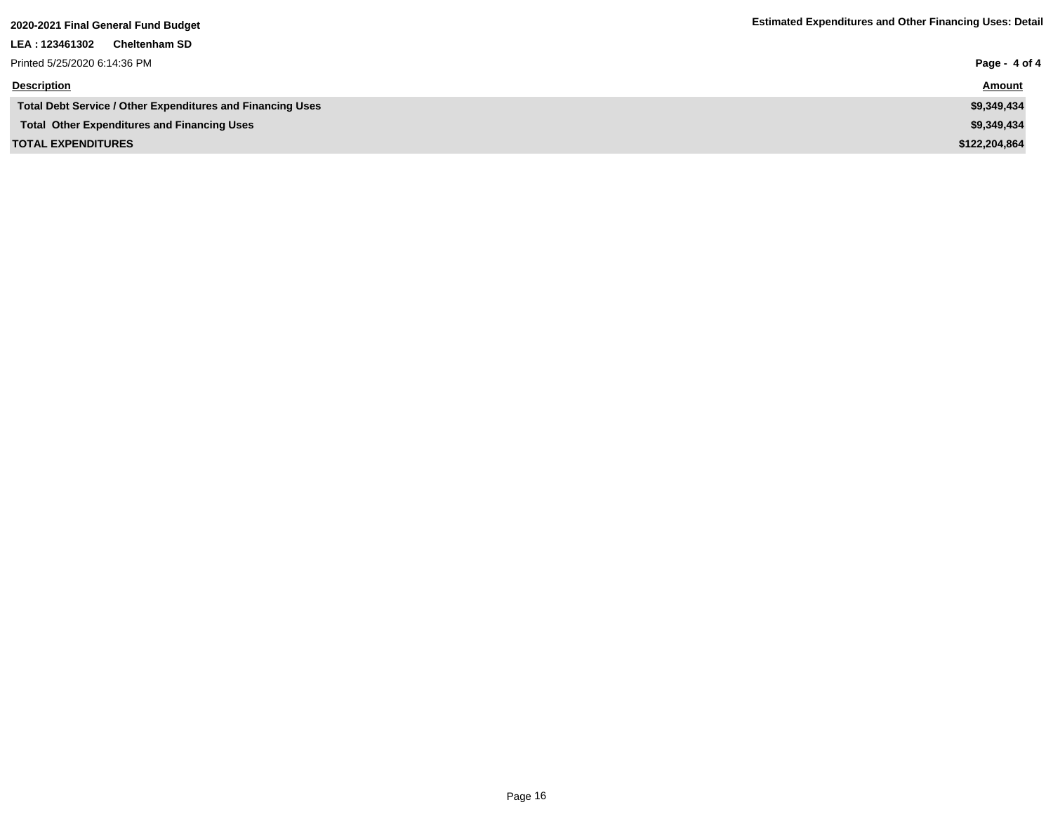| Description | Amount |
| --- | --- |
| **Total Debt Service / Other Expenditures and Financing Uses** | **$9,349,434** |
| **Total Other Expenditures and Financing Uses** | **$9,349,434** |
| **TOTAL EXPENDITURES** | **$122,204,864** |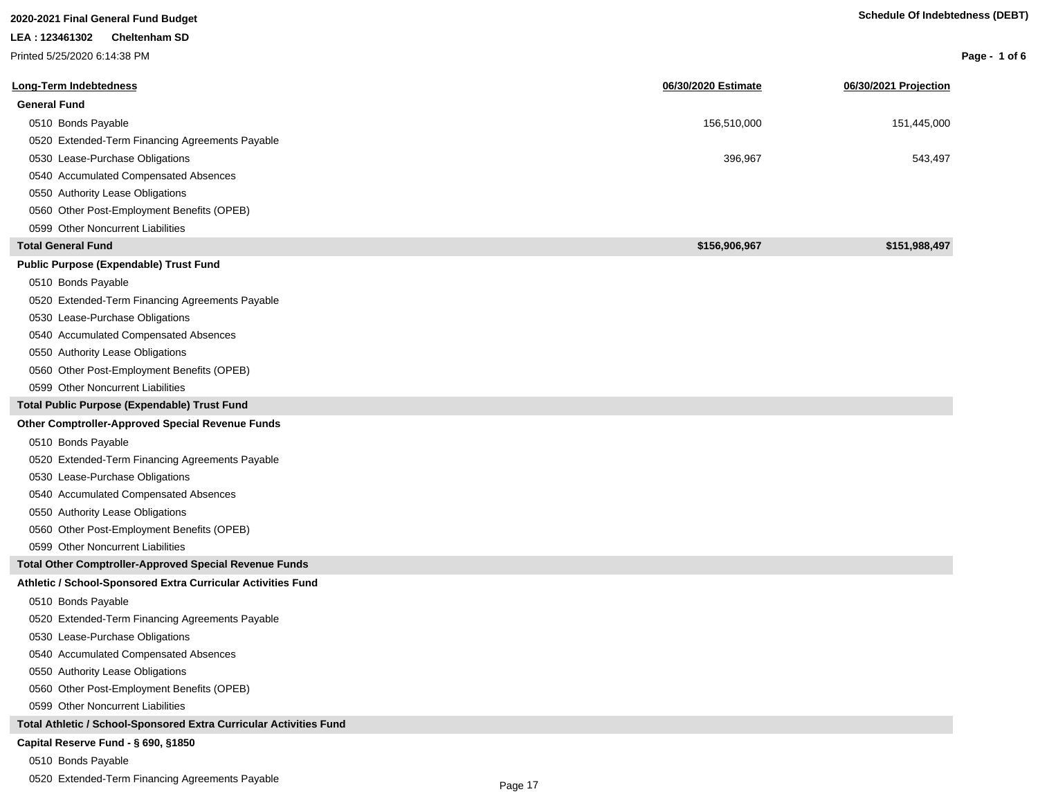**2020-2021 Final General Fund Budget**

**LEA : 123461302 Cheltenham SD**

Printed 5/25/2020 6:14:38 PM

**Schedule Of Indebtedness (DEBT)**

| Long-Term Indebtedness | 06/30/2020 Estimate | 06/30/2021 Projection |
|---|---|---|
| **General Fund** | | |
| 0510 Bonds Payable | 156,510,000 | 151,445,000 |
| 0520 Extended-Term Financing Agreements Payable | | |
| 0530 Lease-Purchase Obligations | 396,967 | 543,497 |
| 0540 Accumulated Compensated Absences | | |
| 0550 Authority Lease Obligations | | |
| 0560 Other Post-Employment Benefits (OPEB) | | |
| 0599 Other Noncurrent Liabilities | | |
| **Total General Fund** | **$156,906,967** | **$151,988,497** |
| **Public Purpose (Expendable) Trust Fund** | | |
| 0510 Bonds Payable | | |
| 0520 Extended-Term Financing Agreements Payable | | |
| 0530 Lease-Purchase Obligations | | |
| 0540 Accumulated Compensated Absences | | |
| 0550 Authority Lease Obligations | | |
| 0560 Other Post-Employment Benefits (OPEB) | | |
| 0599 Other Noncurrent Liabilities | | |
| **Total Public Purpose (Expendable) Trust Fund** | | |
| **Other Comptroller-Approved Special Revenue Funds** | | |
| 0510 Bonds Payable | | |
| 0520 Extended-Term Financing Agreements Payable | | |
| 0530 Lease-Purchase Obligations | | |
| 0540 Accumulated Compensated Absences | | |
| 0550 Authority Lease Obligations | | |
| 0560 Other Post-Employment Benefits (OPEB) | | |
| 0599 Other Noncurrent Liabilities | | |
| **Total Other Comptroller-Approved Special Revenue Funds** | | |
| **Athletic / School-Sponsored Extra Curricular Activities Fund** | | |
| 0510 Bonds Payable | | |
| 0520 Extended-Term Financing Agreements Payable | | |
| 0530 Lease-Purchase Obligations | | |
| 0540 Accumulated Compensated Absences | | |
| 0550 Authority Lease Obligations | | |
| 0560 Other Post-Employment Benefits (OPEB) | | |
| 0599 Other Noncurrent Liabilities | | |
| **Total Athletic / School-Sponsored Extra Curricular Activities Fund** | | |
| **Capital Reserve Fund - § 690, §1850** | | |
| 0510 Bonds Payable | | |
| 0520 Extended-Term Financing Agreements Payable | | |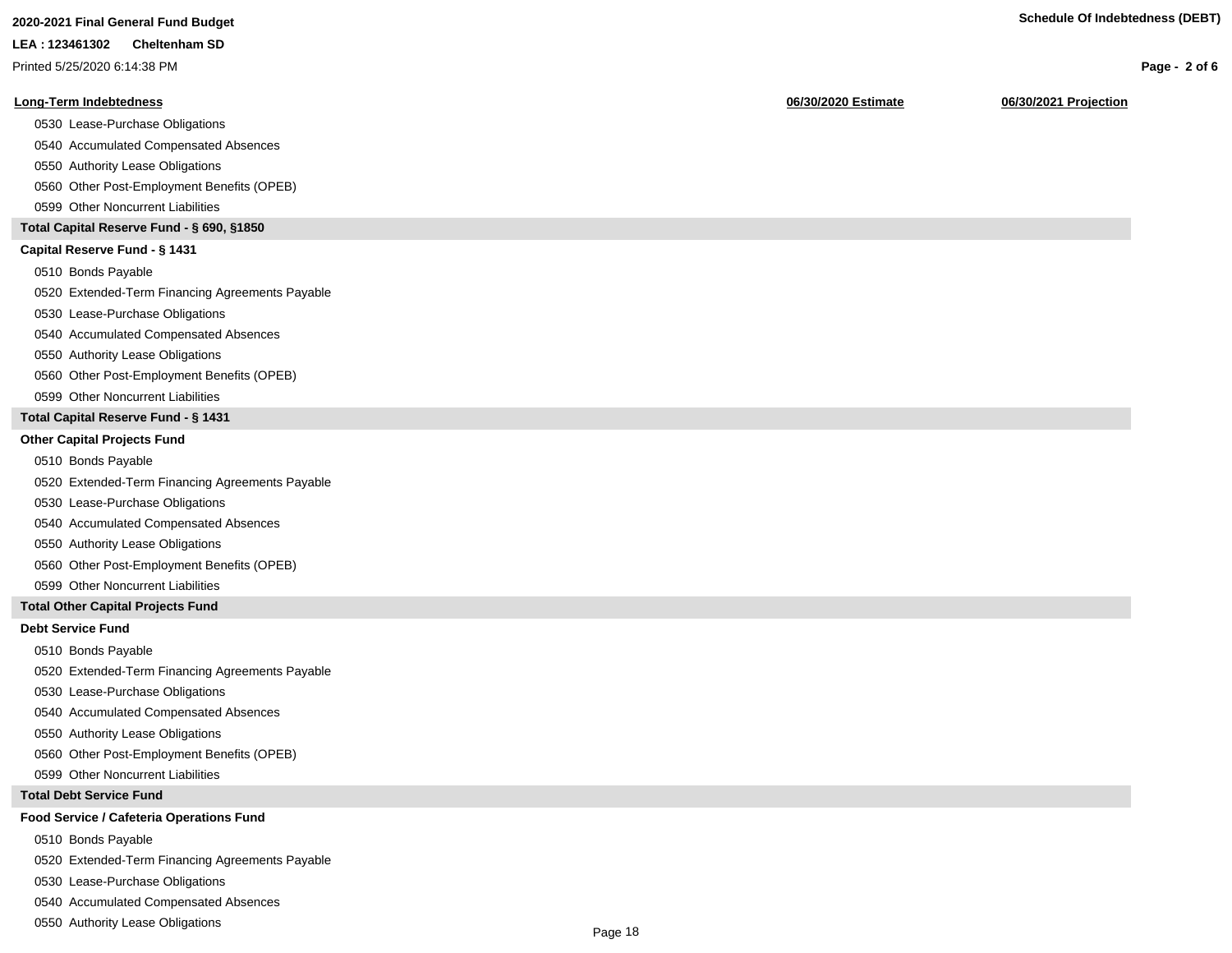| Long-Term Indebtedness | 06/30/2020 Estimate | 06/30/2021 Projection |
|---|---|---|
| 0530 Lease-Purchase Obligations | | |
| 0540 Accumulated Compensated Absences | | |
| 0550 Authority Lease Obligations | | |
| 0560 Other Post-Employment Benefits (OPEB) | | |
| 0599 Other Noncurrent Liabilities | | |
| **Total Capital Reserve Fund - § 690, §1850** | | |
| **Capital Reserve Fund - § 1431** | | |
| 0510 Bonds Payable | | |
| 0520 Extended-Term Financing Agreements Payable | | |
| 0530 Lease-Purchase Obligations | | |
| 0540 Accumulated Compensated Absences | | |
| 0550 Authority Lease Obligations | | |
| 0560 Other Post-Employment Benefits (OPEB) | | |
| 0599 Other Noncurrent Liabilities | | |
| **Total Capital Reserve Fund - § 1431** | | |
| **Other Capital Projects Fund** | | |
| 0510 Bonds Payable | | |
| 0520 Extended-Term Financing Agreements Payable | | |
| 0530 Lease-Purchase Obligations | | |
| 0540 Accumulated Compensated Absences | | |
| 0550 Authority Lease Obligations | | |
| 0560 Other Post-Employment Benefits (OPEB) | | |
| 0599 Other Noncurrent Liabilities | | |
| **Total Other Capital Projects Fund** | | |
| **Debt Service Fund** | | |
| 0510 Bonds Payable | | |
| 0520 Extended-Term Financing Agreements Payable | | |
| 0530 Lease-Purchase Obligations | | |
| 0540 Accumulated Compensated Absences | | |
| 0550 Authority Lease Obligations | | |
| 0560 Other Post-Employment Benefits (OPEB) | | |
| 0599 Other Noncurrent Liabilities | | |
| **Total Debt Service Fund** | | |
| **Food Service / Cafeteria Operations Fund** | | |
| 0510 Bonds Payable | | |
| 0520 Extended-Term Financing Agreements Payable | | |
| 0530 Lease-Purchase Obligations | | |
| 0540 Accumulated Compensated Absences | | |
| 0550 Authority Lease Obligations | | |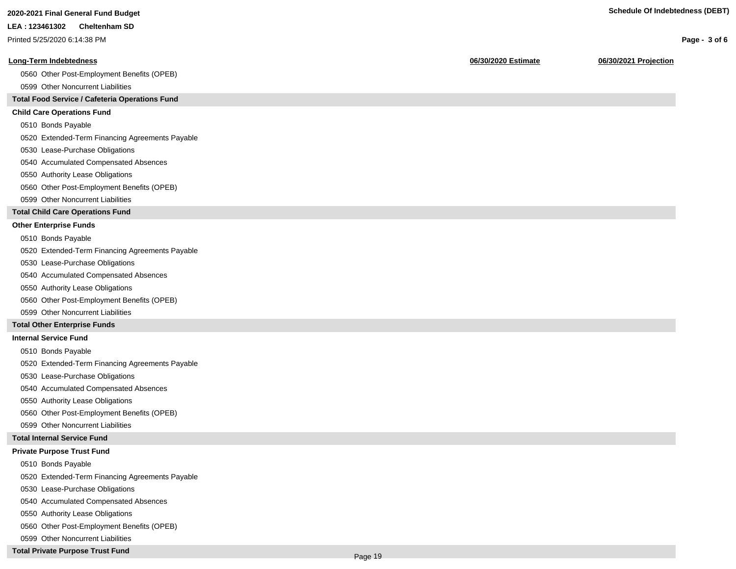| Long-Term Indebtedness | 06/30/2020 Estimate | 06/30/2021 Projection |
|---|---|---|
| 0560 Other Post-Employment Benefits (OPEB) | | |
| 0599 Other Noncurrent Liabilities | | |
| **Total Food Service / Cafeteria Operations Fund** | | |
| **Child Care Operations Fund** | | |
| 0510 Bonds Payable | | |
| 0520 Extended-Term Financing Agreements Payable | | |
| 0530 Lease-Purchase Obligations | | |
| 0540 Accumulated Compensated Absences | | |
| 0550 Authority Lease Obligations | | |
| 0560 Other Post-Employment Benefits (OPEB) | | |
| 0599 Other Noncurrent Liabilities | | |
| **Total Child Care Operations Fund** | | |
| **Other Enterprise Funds** | | |
| 0510 Bonds Payable | | |
| 0520 Extended-Term Financing Agreements Payable | | |
| 0530 Lease-Purchase Obligations | | |
| 0540 Accumulated Compensated Absences | | |
| 0550 Authority Lease Obligations | | |
| 0560 Other Post-Employment Benefits (OPEB) | | |
| 0599 Other Noncurrent Liabilities | | |
| **Total Other Enterprise Funds** | | |
| **Internal Service Fund** | | |
| 0510 Bonds Payable | | |
| 0520 Extended-Term Financing Agreements Payable | | |
| 0530 Lease-Purchase Obligations | | |
| 0540 Accumulated Compensated Absences | | |
| 0550 Authority Lease Obligations | | |
| 0560 Other Post-Employment Benefits (OPEB) | | |
| 0599 Other Noncurrent Liabilities | | |
| **Total Internal Service Fund** | | |
| **Private Purpose Trust Fund** | | |
| 0510 Bonds Payable | | |
| 0520 Extended-Term Financing Agreements Payable | | |
| 0530 Lease-Purchase Obligations | | |
| 0540 Accumulated Compensated Absences | | |
| 0550 Authority Lease Obligations | | |
| 0560 Other Post-Employment Benefits (OPEB) | | |
| 0599 Other Noncurrent Liabilities | | |
| **Total Private Purpose Trust Fund** | | |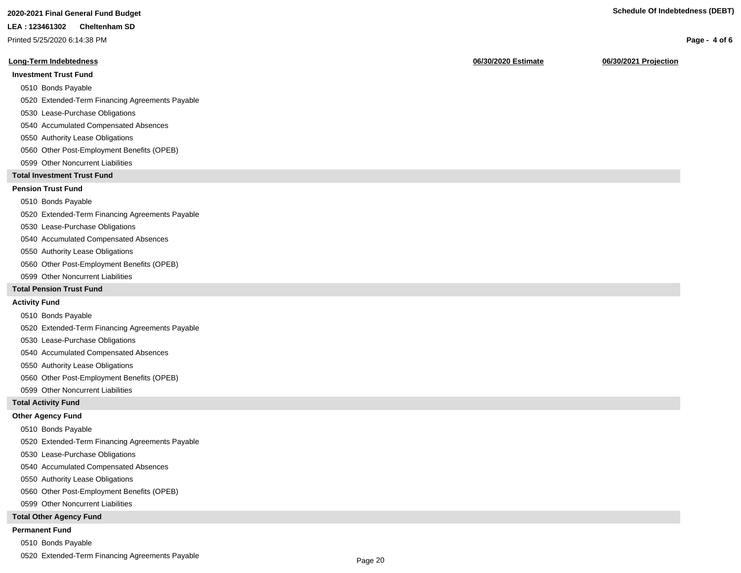**2020-2021 Final General Fund Budget**

**LEA : 123461302 Cheltenham SD**

Printed 5/25/2020 6:14:38 PM

**Schedule Of Indebtedness (DEBT)**

| Long-Term Indebtedness | 06/30/2020 Estimate | 06/30/2021 Projection |
|---|---|---|
| **Investment Trust Fund** | | |
| 0510 Bonds Payable | | |
| 0520 Extended-Term Financing Agreements Payable | | |
| 0530 Lease-Purchase Obligations | | |
| 0540 Accumulated Compensated Absences | | |
| 0550 Authority Lease Obligations | | |
| 0560 Other Post-Employment Benefits (OPEB) | | |
| 0599 Other Noncurrent Liabilities | | |
| **Total Investment Trust Fund** | | |
| **Pension Trust Fund** | | |
| 0510 Bonds Payable | | |
| 0520 Extended-Term Financing Agreements Payable | | |
| 0530 Lease-Purchase Obligations | | |
| 0540 Accumulated Compensated Absences | | |
| 0550 Authority Lease Obligations | | |
| 0560 Other Post-Employment Benefits (OPEB) | | |
| 0599 Other Noncurrent Liabilities | | |
| **Total Pension Trust Fund** | | |
| **Activity Fund** | | |
| 0510 Bonds Payable | | |
| 0520 Extended-Term Financing Agreements Payable | | |
| 0530 Lease-Purchase Obligations | | |
| 0540 Accumulated Compensated Absences | | |
| 0550 Authority Lease Obligations | | |
| 0560 Other Post-Employment Benefits (OPEB) | | |
| 0599 Other Noncurrent Liabilities | | |
| **Total Activity Fund** | | |
| **Other Agency Fund** | | |
| 0510 Bonds Payable | | |
| 0520 Extended-Term Financing Agreements Payable | | |
| 0530 Lease-Purchase Obligations | | |
| 0540 Accumulated Compensated Absences | | |
| 0550 Authority Lease Obligations | | |
| 0560 Other Post-Employment Benefits (OPEB) | | |
| 0599 Other Noncurrent Liabilities | | |
| **Total Other Agency Fund** | | |
| **Permanent Fund** | | |
| 0510 Bonds Payable | | |
| 0520 Extended-Term Financing Agreements Payable | | |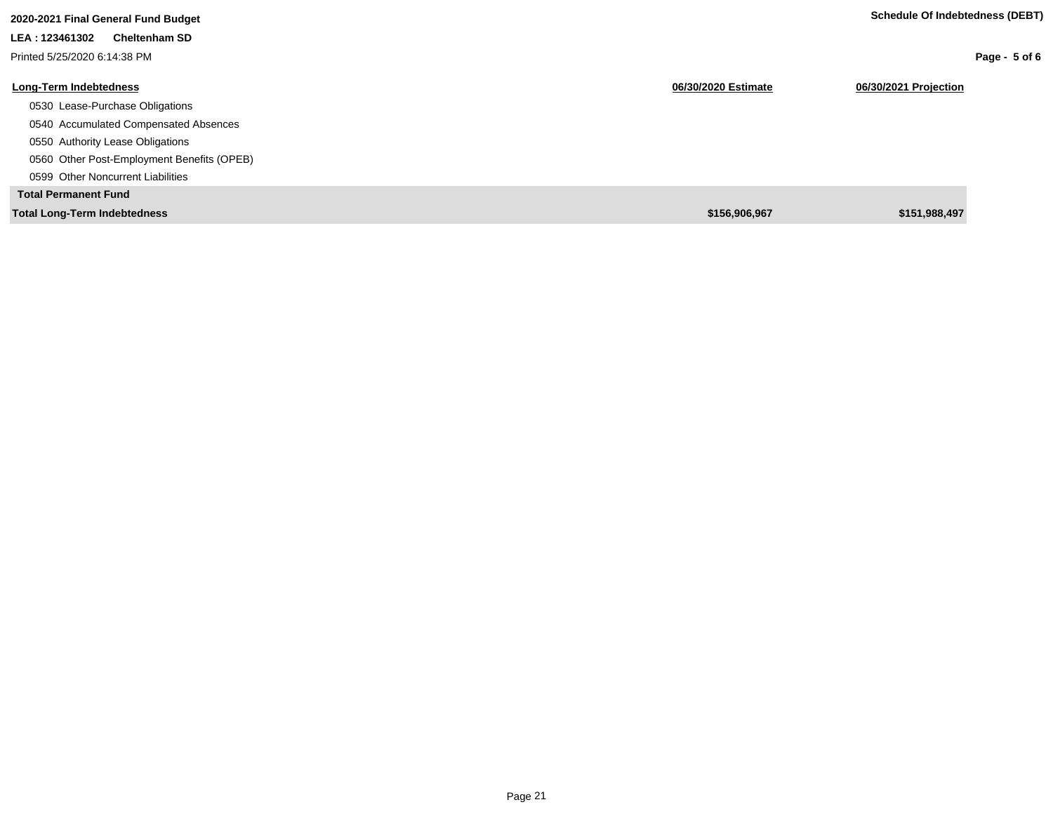**2020-2021 Final General Fund Budget**

**LEA : 123461302 Cheltenham SD**

Printed 5/25/2020 6:14:38 PM

**Schedule Of Indebtedness (DEBT)**

| Long-Term Indebtedness | 06/30/2020 Estimate | 06/30/2021 Projection |
|---|---|---|
| 0530 Lease-Purchase Obligations | | |
| 0540 Accumulated Compensated Absences | | |
| 0550 Authority Lease Obligations | | |
| 0560 Other Post-Employment Benefits (OPEB) | | |
| 0599 Other Noncurrent Liabilities | | |
| **Total Permanent Fund** | | |
| **Total Long-Term Indebtedness** | **$156,906,967** | **$151,988,497** |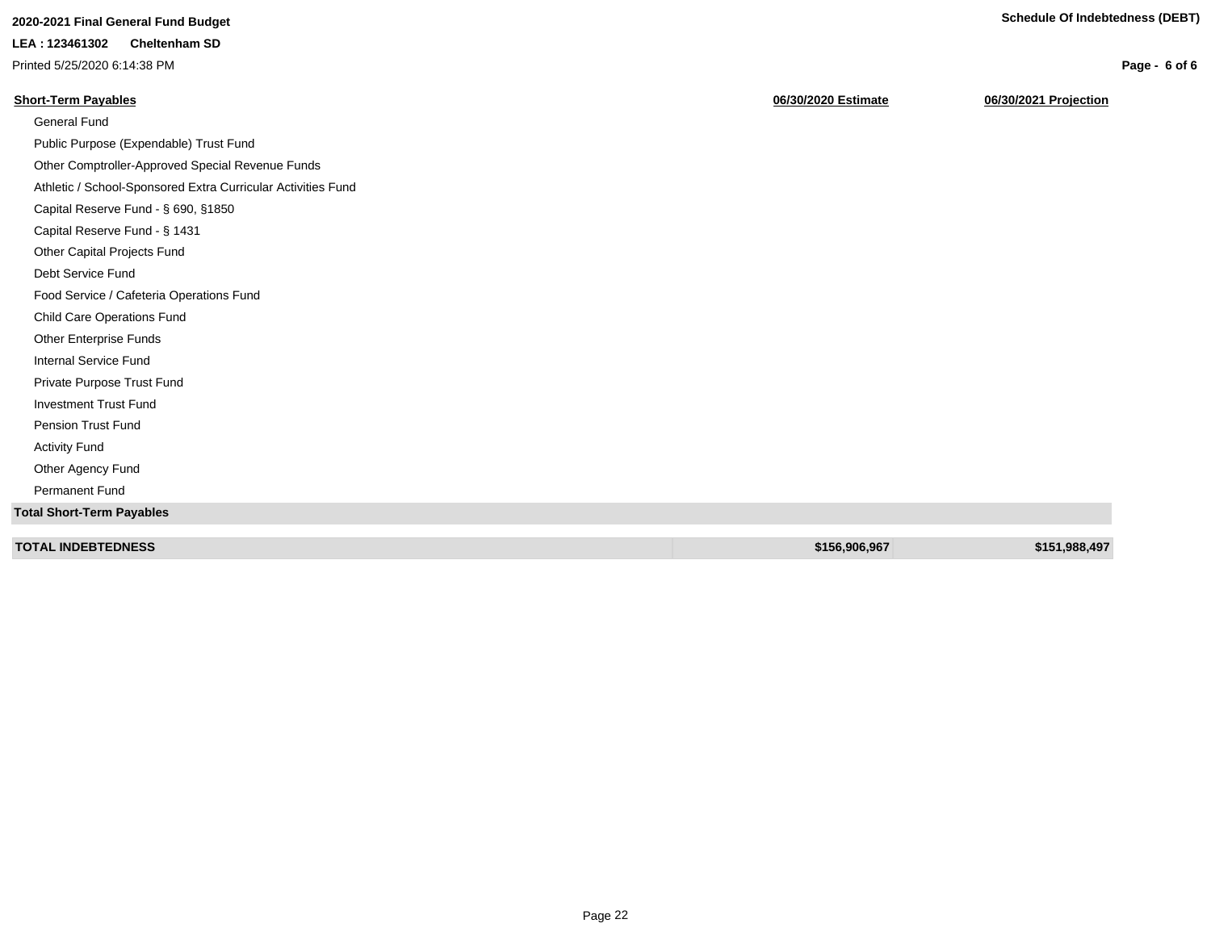**2020-2021 Final General Fund Budget**

**LEA : 123461302 Cheltenham SD**

Printed 5/25/2020 6:14:38 PM

**Schedule Of Indebtedness (DEBT)**

| **Short-Term Payables** | **06/30/2020 Estimate** | **06/30/2021 Projection** |
|---|---|---|
| General Fund | | |
| Public Purpose (Expendable) Trust Fund | | |
| Other Comptroller-Approved Special Revenue Funds | | |
| Athletic / School-Sponsored Extra Curricular Activities Fund | | |
| Capital Reserve Fund - § 690, §1850 | | |
| Capital Reserve Fund - § 1431 | | |
| Other Capital Projects Fund | | |
| Debt Service Fund | | |
| Food Service / Cafeteria Operations Fund | | |
| Child Care Operations Fund | | |
| Other Enterprise Funds | | |
| Internal Service Fund | | |
| Private Purpose Trust Fund | | |
| Investment Trust Fund | | |
| Pension Trust Fund | | |
| Activity Fund | | |
| Other Agency Fund | | |
| Permanent Fund | | |
| **Total Short-Term Payables** | | |
| **TOTAL INDEBTEDNESS** | **$156,906,967** | **$151,988,497** |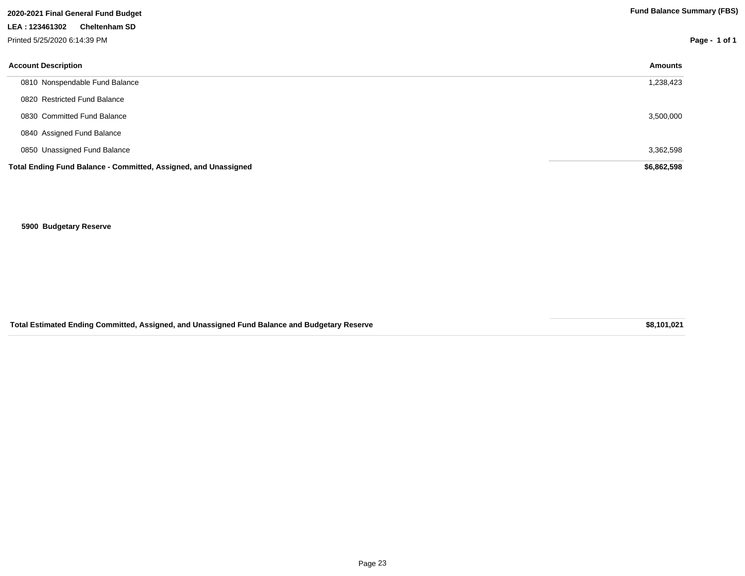**2020-2021 Final General Fund Budget**

**LEA : 123461302 Cheltenham SD**

Printed 5/25/2020 6:14:39 PM

**Fund Balance Summary (FBS)**

| Account Description | Amounts |
|---|---|
| 0810 Nonspendable Fund Balance | 1,238,423 |
| 0820 Restricted Fund Balance | |
| 0830 Committed Fund Balance | 3,500,000 |
| 0840 Assigned Fund Balance | |
| 0850 Unassigned Fund Balance | 3,362,598 |
| **Total Ending Fund Balance - Committed, Assigned, and Unassigned** | **$6,862,598** |
| **5900 Budgetary Reserve** | |
| **Total Estimated Ending Committed, Assigned, and Unassigned Fund Balance and Budgetary Reserve** | **$8,101,021** |